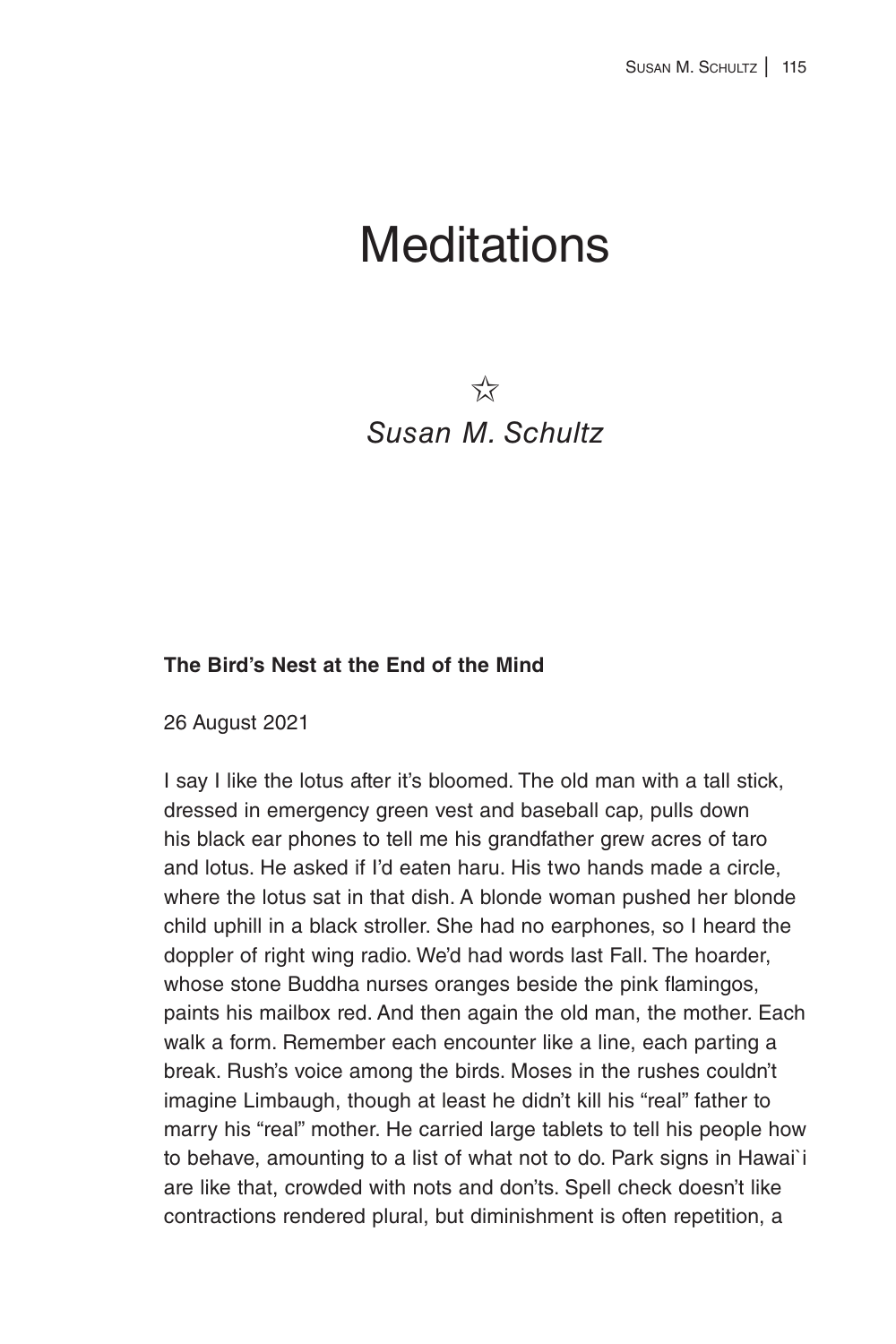# Meditations

☆

*Susan M. Schultz*

**The Bird's Nest at the End of the Mind**

26 August 2021

I say I like the lotus after it's bloomed. The old man with a tall stick, dressed in emergency green vest and baseball cap, pulls down his black ear phones to tell me his grandfather grew acres of taro and lotus. He asked if I'd eaten haru. His two hands made a circle, where the lotus sat in that dish. A blonde woman pushed her blonde child uphill in a black stroller. She had no earphones, so I heard the doppler of right wing radio. We'd had words last Fall. The hoarder, whose stone Buddha nurses oranges beside the pink flamingos, paints his mailbox red. And then again the old man, the mother. Each walk a form. Remember each encounter like a line, each parting a break. Rush's voice among the birds. Moses in the rushes couldn't imagine Limbaugh, though at least he didn't kill his "real" father to marry his "real" mother. He carried large tablets to tell his people how to behave, amounting to a list of what not to do. Park signs in Hawai`i are like that, crowded with nots and don'ts. Spell check doesn't like contractions rendered plural, but diminishment is often repetition, a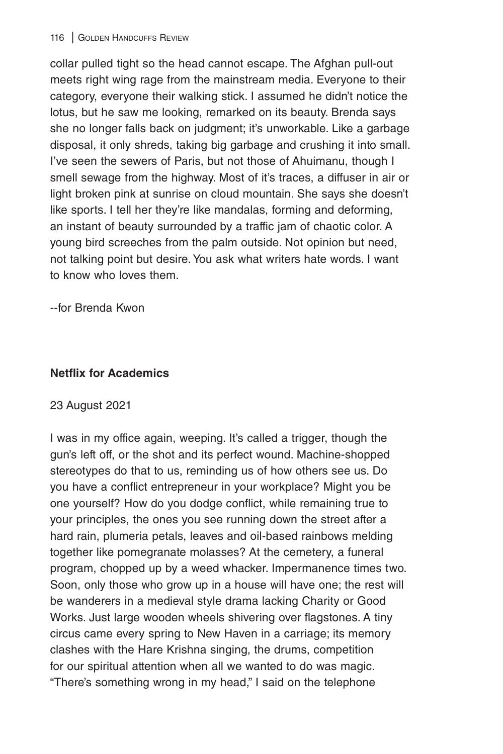collar pulled tight so the head cannot escape. The Afghan pull-out meets right wing rage from the mainstream media. Everyone to their category, everyone their walking stick. I assumed he didn't notice the lotus, but he saw me looking, remarked on its beauty. Brenda says she no longer falls back on judgment; it's unworkable. Like a garbage disposal, it only shreds, taking big garbage and crushing it into small. I've seen the sewers of Paris, but not those of Ahuimanu, though I smell sewage from the highway. Most of it's traces, a diffuser in air or light broken pink at sunrise on cloud mountain. She says she doesn't like sports. I tell her they're like mandalas, forming and deforming, an instant of beauty surrounded by a traffic jam of chaotic color. A young bird screeches from the palm outside. Not opinion but need, not talking point but desire. You ask what writers hate words. I want to know who loves them.

--for Brenda Kwon

**Netflix for Academics**

23 August 2021

I was in my office again, weeping. It's called a trigger, though the gun's left off, or the shot and its perfect wound. Machine-shopped stereotypes do that to us, reminding us of how others see us. Do you have a conflict entrepreneur in your workplace? Might you be one yourself? How do you dodge conflict, while remaining true to your principles, the ones you see running down the street after a hard rain, plumeria petals, leaves and oil-based rainbows melding together like pomegranate molasses? At the cemetery, a funeral program, chopped up by a weed whacker. Impermanence times two. Soon, only those who grow up in a house will have one; the rest will be wanderers in a medieval style drama lacking Charity or Good Works. Just large wooden wheels shivering over flagstones. A tiny circus came every spring to New Haven in a carriage; its memory clashes with the Hare Krishna singing, the drums, competition for our spiritual attention when all we wanted to do was magic. "There's something wrong in my head," I said on the telephone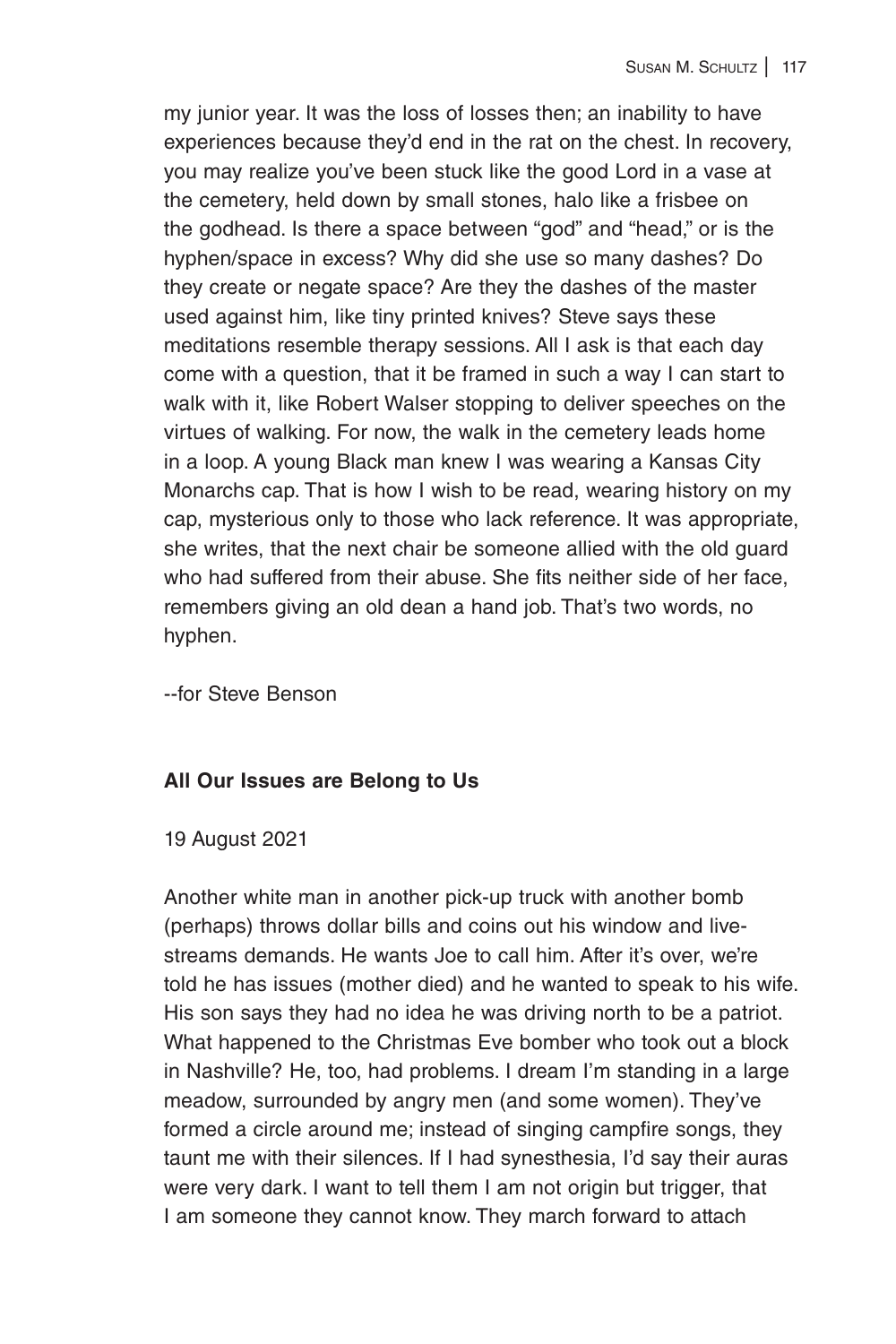my junior year. It was the loss of losses then; an inability to have experiences because they'd end in the rat on the chest. In recovery, you may realize you've been stuck like the good Lord in a vase at the cemetery, held down by small stones, halo like a frisbee on the godhead. Is there a space between "god" and "head," or is the hyphen/space in excess? Why did she use so many dashes? Do they create or negate space? Are they the dashes of the master used against him, like tiny printed knives? Steve says these meditations resemble therapy sessions. All I ask is that each day come with a question, that it be framed in such a way I can start to walk with it, like Robert Walser stopping to deliver speeches on the virtues of walking. For now, the walk in the cemetery leads home in a loop. A young Black man knew I was wearing a Kansas City Monarchs cap. That is how I wish to be read, wearing history on my cap, mysterious only to those who lack reference. It was appropriate, she writes, that the next chair be someone allied with the old guard who had suffered from their abuse. She fits neither side of her face, remembers giving an old dean a hand job. That's two words, no hyphen.

--for Steve Benson

**All Our Issues are Belong to Us**

19 August 2021

Another white man in another pick-up truck with another bomb (perhaps) throws dollar bills and coins out his window and live-streams demands. He wants Joe to call him. After it's over, we're told he has issues (mother died) and he wanted to speak to his wife. His son says they had no idea he was driving north to be a patriot. What happened to the Christmas Eve bomber who took out a block in Nashville? He, too, had problems. I dream I'm standing in a large meadow, surrounded by angry men (and some women). They've formed a circle around me; instead of singing campfire songs, they taunt me with their silences. If I had synesthesia, I'd say their auras were very dark. I want to tell them I am not origin but trigger, that I am someone they cannot know. They march forward to attach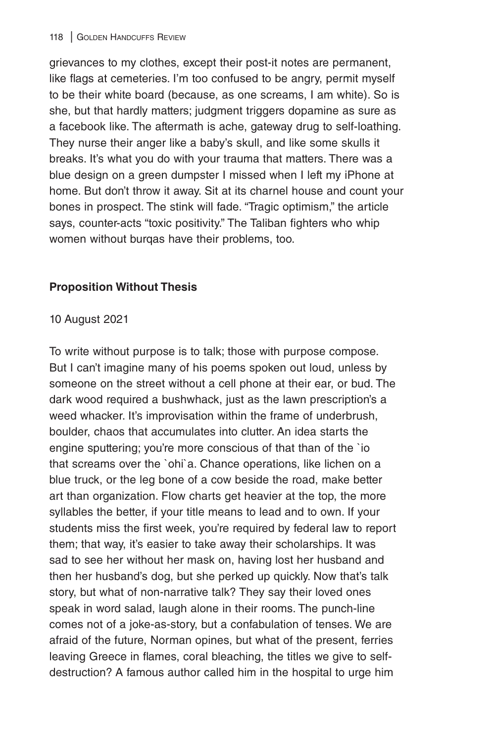grievances to my clothes, except their post-it notes are permanent, like flags at cemeteries. I'm too confused to be angry, permit myself to be their white board (because, as one screams, I am white). So is she, but that hardly matters; judgment triggers dopamine as sure as a facebook like. The aftermath is ache, gateway drug to self-loathing. They nurse their anger like a baby's skull, and like some skulls it breaks. It's what you do with your trauma that matters. There was a blue design on a green dumpster I missed when I left my iPhone at home. But don't throw it away. Sit at its charnel house and count your bones in prospect. The stink will fade. "Tragic optimism," the article says, counter-acts "toxic positivity." The Taliban fighters who whip women without burqas have their problems, too.

**Proposition Without Thesis**

10 August 2021

To write without purpose is to talk; those with purpose compose. But I can't imagine many of his poems spoken out loud, unless by someone on the street without a cell phone at their ear, or bud. The dark wood required a bushwhack, just as the lawn prescription's a weed whacker. It's improvisation within the frame of underbrush, boulder, chaos that accumulates into clutter. An idea starts the engine sputtering; you're more conscious of that than of the `io that screams over the `ohi`a. Chance operations, like lichen on a blue truck, or the leg bone of a cow beside the road, make better art than organization. Flow charts get heavier at the top, the more syllables the better, if your title means to lead and to own. If your students miss the first week, you're required by federal law to report them; that way, it's easier to take away their scholarships. It was sad to see her without her mask on, having lost her husband and then her husband's dog, but she perked up quickly. Now that's talk story, but what of non-narrative talk? They say their loved ones speak in word salad, laugh alone in their rooms. The punch-line comes not of a joke-as-story, but a confabulation of tenses. We are afraid of the future, Norman opines, but what of the present, ferries leaving Greece in flames, coral bleaching, the titles we give to self-destruction? A famous author called him in the hospital to urge him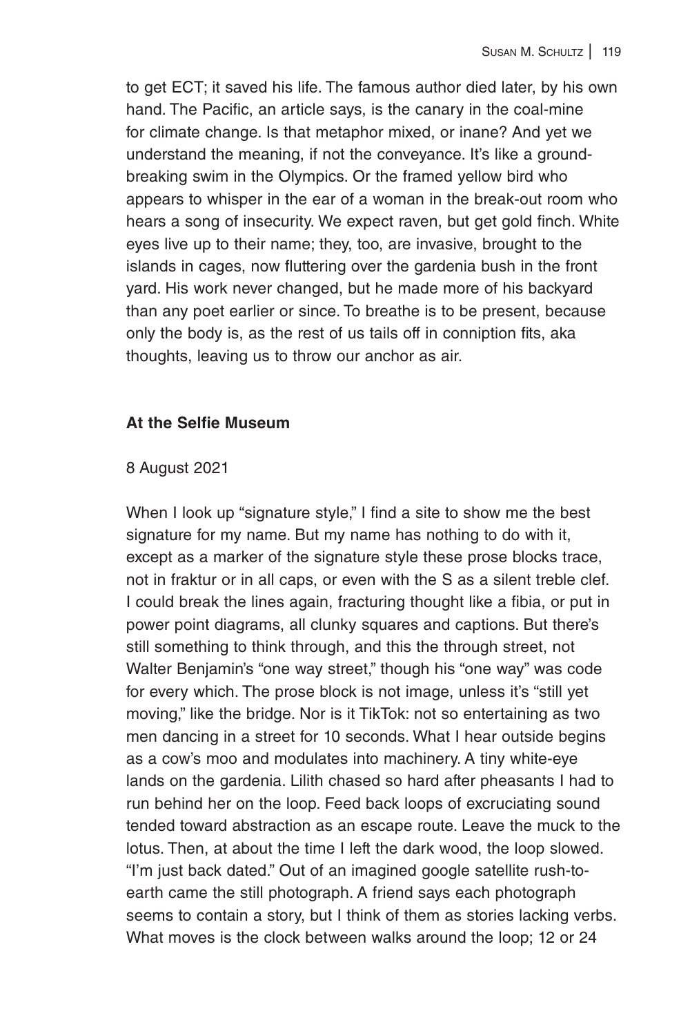to get ECT; it saved his life. The famous author died later, by his own hand. The Pacific, an article says, is the canary in the coal-mine for climate change. Is that metaphor mixed, or inane? And yet we understand the meaning, if not the conveyance. It's like a groundbreaking swim in the Olympics. Or the framed yellow bird who appears to whisper in the ear of a woman in the break-out room who hears a song of insecurity. We expect raven, but get gold finch. White eyes live up to their name; they, too, are invasive, brought to the islands in cages, now fluttering over the gardenia bush in the front yard. His work never changed, but he made more of his backyard than any poet earlier or since. To breathe is to be present, because only the body is, as the rest of us tails off in conniption fits, aka thoughts, leaving us to throw our anchor as air.

**At the Selfie Museum**

8 August 2021

When I look up "signature style," I find a site to show me the best signature for my name. But my name has nothing to do with it, except as a marker of the signature style these prose blocks trace, not in fraktur or in all caps, or even with the S as a silent treble clef. I could break the lines again, fracturing thought like a fibia, or put in power point diagrams, all clunky squares and captions. But there's still something to think through, and this the through street, not Walter Benjamin's "one way street," though his "one way" was code for every which. The prose block is not image, unless it's "still yet moving," like the bridge. Nor is it TikTok: not so entertaining as two men dancing in a street for 10 seconds. What I hear outside begins as a cow's moo and modulates into machinery. A tiny white-eye lands on the gardenia. Lilith chased so hard after pheasants I had to run behind her on the loop. Feed back loops of excruciating sound tended toward abstraction as an escape route. Leave the muck to the lotus. Then, at about the time I left the dark wood, the loop slowed. "I'm just back dated." Out of an imagined google satellite rush-to-earth came the still photograph. A friend says each photograph seems to contain a story, but I think of them as stories lacking verbs. What moves is the clock between walks around the loop; 12 or 24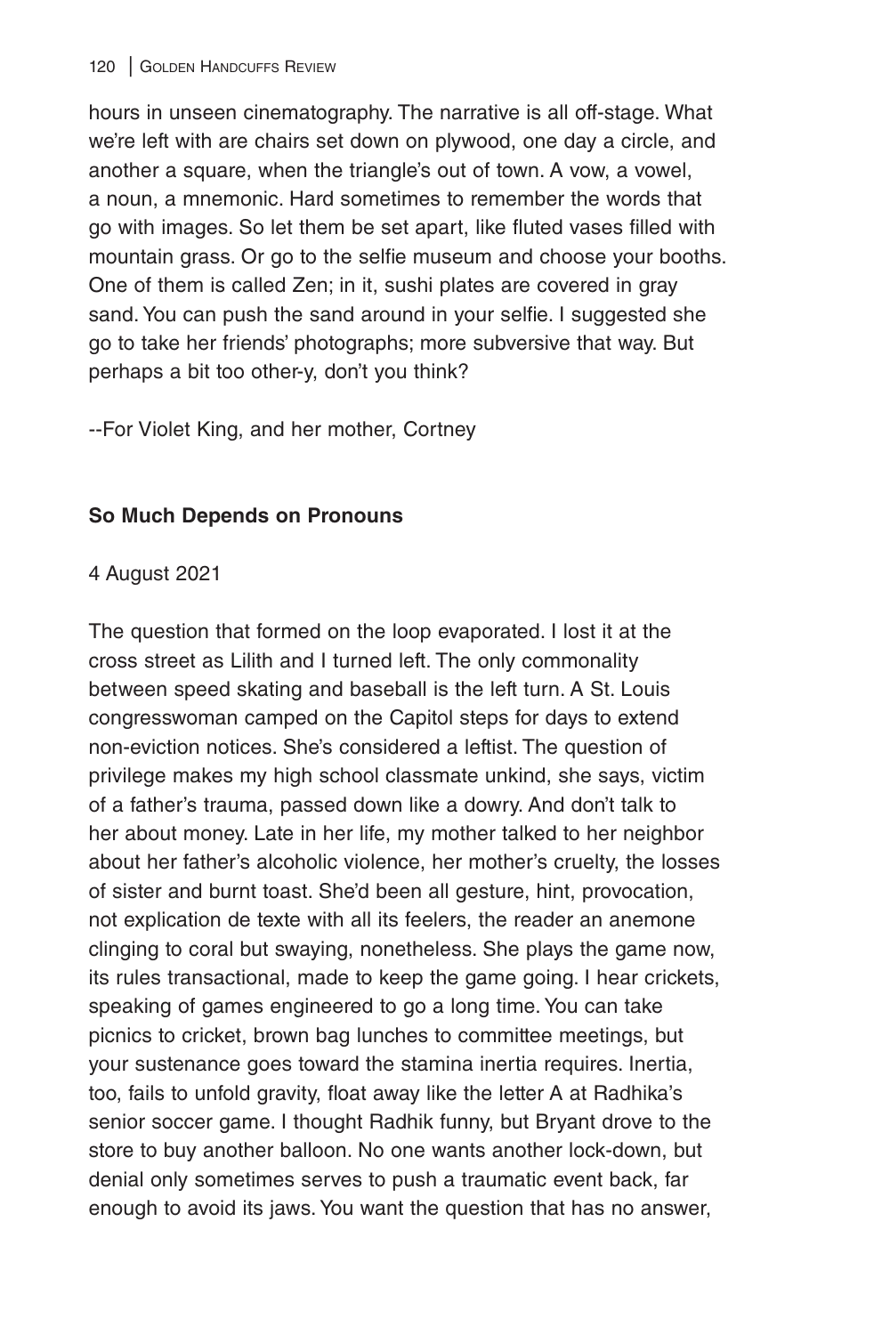hours in unseen cinematography. The narrative is all off-stage. What we're left with are chairs set down on plywood, one day a circle, and another a square, when the triangle's out of town. A vow, a vowel, a noun, a mnemonic. Hard sometimes to remember the words that go with images. So let them be set apart, like fluted vases filled with mountain grass. Or go to the selfie museum and choose your booths. One of them is called Zen; in it, sushi plates are covered in gray sand. You can push the sand around in your selfie. I suggested she go to take her friends' photographs; more subversive that way. But perhaps a bit too other-y, don't you think?

--For Violet King, and her mother, Cortney

**So Much Depends on Pronouns**

4 August 2021

The question that formed on the loop evaporated. I lost it at the cross street as Lilith and I turned left. The only commonality between speed skating and baseball is the left turn. A St. Louis congresswoman camped on the Capitol steps for days to extend non-eviction notices. She's considered a leftist. The question of privilege makes my high school classmate unkind, she says, victim of a father's trauma, passed down like a dowry. And don't talk to her about money. Late in her life, my mother talked to her neighbor about her father's alcoholic violence, her mother's cruelty, the losses of sister and burnt toast. She'd been all gesture, hint, provocation, not explication de texte with all its feelers, the reader an anemone clinging to coral but swaying, nonetheless. She plays the game now, its rules transactional, made to keep the game going. I hear crickets, speaking of games engineered to go a long time. You can take picnics to cricket, brown bag lunches to committee meetings, but your sustenance goes toward the stamina inertia requires. Inertia, too, fails to unfold gravity, float away like the letter A at Radhika's senior soccer game. I thought Radhik funny, but Bryant drove to the store to buy another balloon. No one wants another lock-down, but denial only sometimes serves to push a traumatic event back, far enough to avoid its jaws. You want the question that has no answer,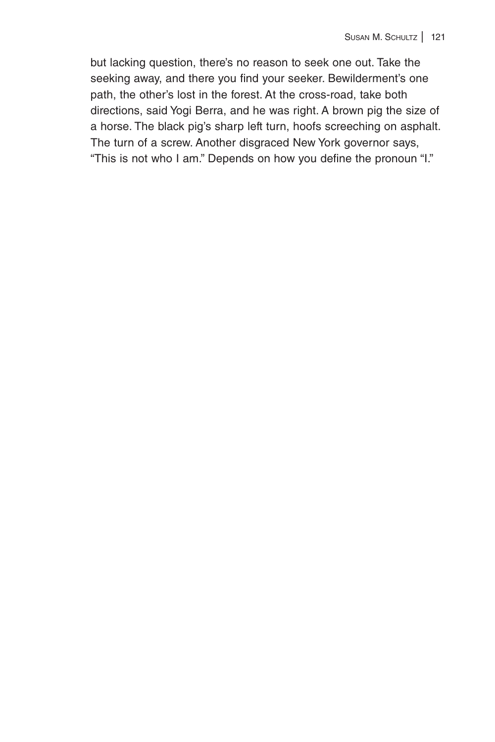but lacking question, there's no reason to seek one out. Take the seeking away, and there you find your seeker. Bewilderment's one path, the other's lost in the forest. At the cross-road, take both directions, said Yogi Berra, and he was right. A brown pig the size of a horse. The black pig's sharp left turn, hoofs screeching on asphalt. The turn of a screw. Another disgraced New York governor says, "This is not who I am." Depends on how you define the pronoun "I."